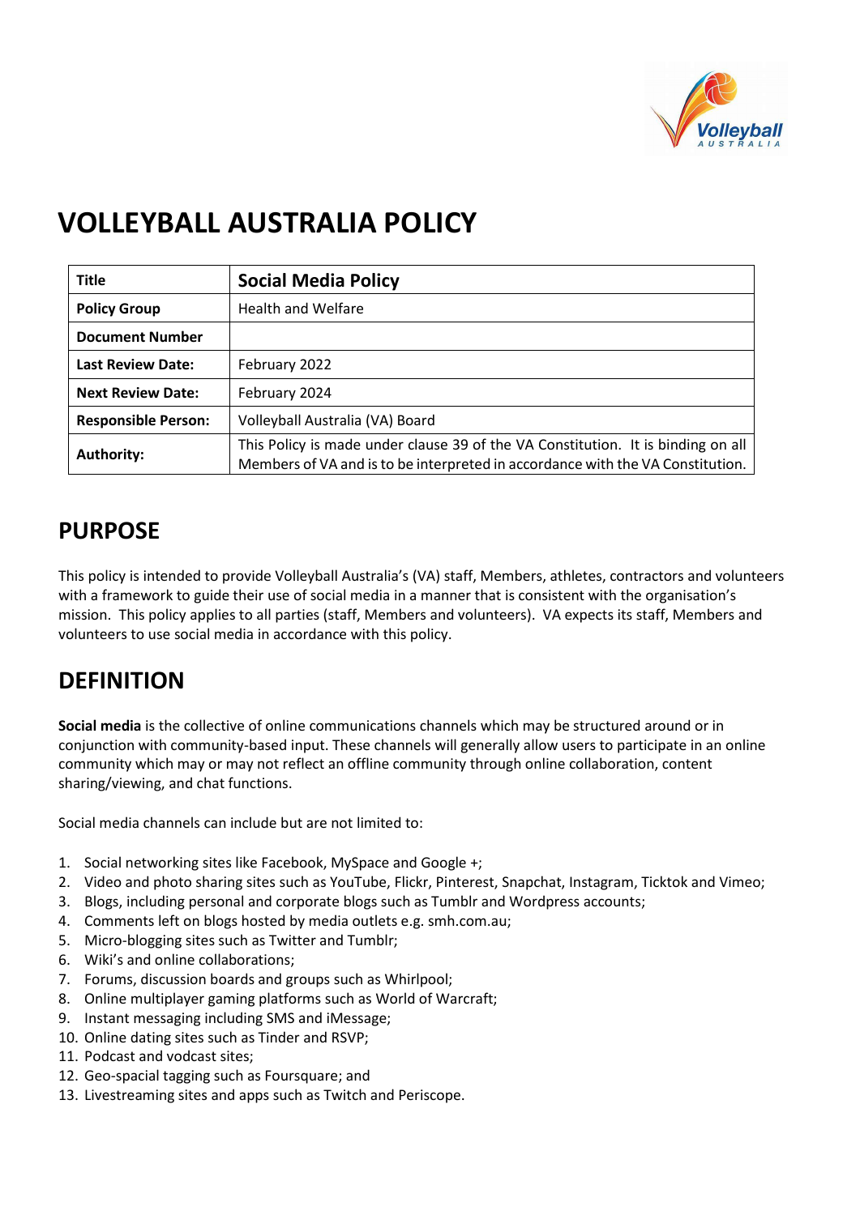# VOLLEYBALL AUSTRALIA POLICY

| Title | Social Media Policy |
|---|---|
| Policy Group | Health and Welfare |
| Document Number | |
| Last Review Date: | February 2022 |
| Next Review Date: | February 2024 |
| Responsible Person: | Volleyball Australia (VA) Board |
| Authority: | This Policy is made under clause 39 of the VA Constitution. It is binding on all Members of VA and is to be interpreted in accordance with the VA Constitution. |

## PURPOSE

This policy is intended to provide Volleyball Australia's (VA) staff, Members, athletes, contractors and volunteers with a framework to guide their use of social media in a manner that is consistent with the organisation's mission. This policy applies to all parties (staff, Members and volunteers). VA expects its staff, Members and volunteers to use social media in accordance with this policy.

## DEFINITION

**Social media** is the collective of online communications channels which may be structured around or in conjunction with community-based input. These channels will generally allow users to participate in an online community which may or may not reflect an offline community through online collaboration, content sharing/viewing, and chat functions.

Social media channels can include but are not limited to:

1. Social networking sites like Facebook, MySpace and Google +;
2. Video and photo sharing sites such as YouTube, Flickr, Pinterest, Snapchat, Instagram, Ticktok and Vimeo;
3. Blogs, including personal and corporate blogs such as Tumblr and Wordpress accounts;
4. Comments left on blogs hosted by media outlets e.g. smh.com.au;
5. Micro-blogging sites such as Twitter and Tumblr;
6. Wiki's and online collaborations;
7. Forums, discussion boards and groups such as Whirlpool;
8. Online multiplayer gaming platforms such as World of Warcraft;
9. Instant messaging including SMS and iMessage;
10. Online dating sites such as Tinder and RSVP;
11. Podcast and vodcast sites;
12. Geo-spacial tagging such as Foursquare; and
13. Livestreaming sites and apps such as Twitch and Periscope.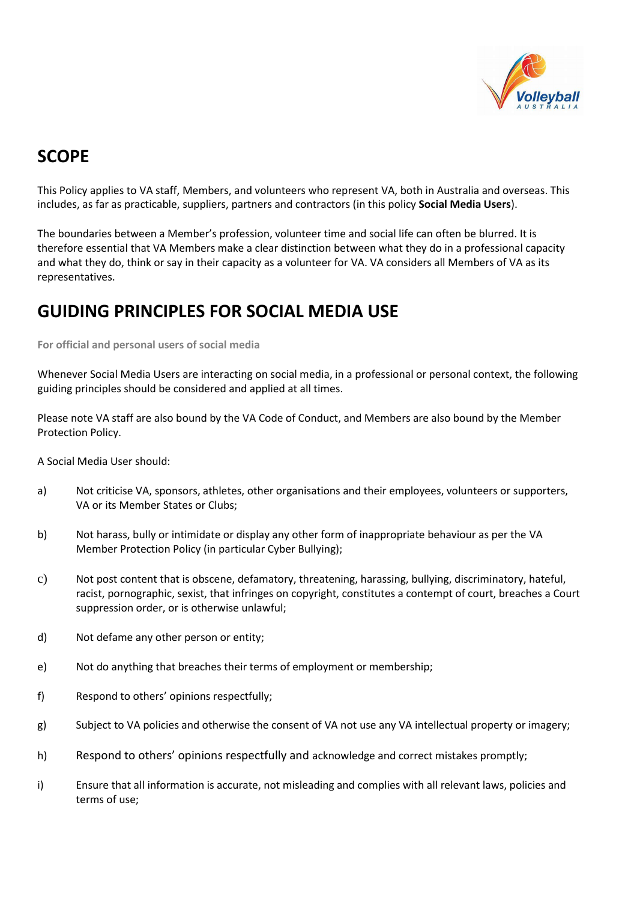## SCOPE

This Policy applies to VA staff, Members, and volunteers who represent VA, both in Australia and overseas. This includes, as far as practicable, suppliers, partners and contractors (in this policy **Social Media Users**).

The boundaries between a Member's profession, volunteer time and social life can often be blurred. It is therefore essential that VA Members make a clear distinction between what they do in a professional capacity and what they do, think or say in their capacity as a volunteer for VA. VA considers all Members of VA as its representatives.

## GUIDING PRINCIPLES FOR SOCIAL MEDIA USE

**For official and personal users of social media**

Whenever Social Media Users are interacting on social media, in a professional or personal context, the following guiding principles should be considered and applied at all times.

Please note VA staff are also bound by the VA Code of Conduct, and Members are also bound by the Member Protection Policy.

A Social Media User should:

a) Not criticise VA, sponsors, athletes, other organisations and their employees, volunteers or supporters, VA or its Member States or Clubs;

b) Not harass, bully or intimidate or display any other form of inappropriate behaviour as per the VA Member Protection Policy (in particular Cyber Bullying);

c) Not post content that is obscene, defamatory, threatening, harassing, bullying, discriminatory, hateful, racist, pornographic, sexist, that infringes on copyright, constitutes a contempt of court, breaches a Court suppression order, or is otherwise unlawful;

d) Not defame any other person or entity;

e) Not do anything that breaches their terms of employment or membership;

f) Respond to others' opinions respectfully;

g) Subject to VA policies and otherwise the consent of VA not use any VA intellectual property or imagery;

h) Respond to others' opinions respectfully and acknowledge and correct mistakes promptly;

i) Ensure that all information is accurate, not misleading and complies with all relevant laws, policies and terms of use;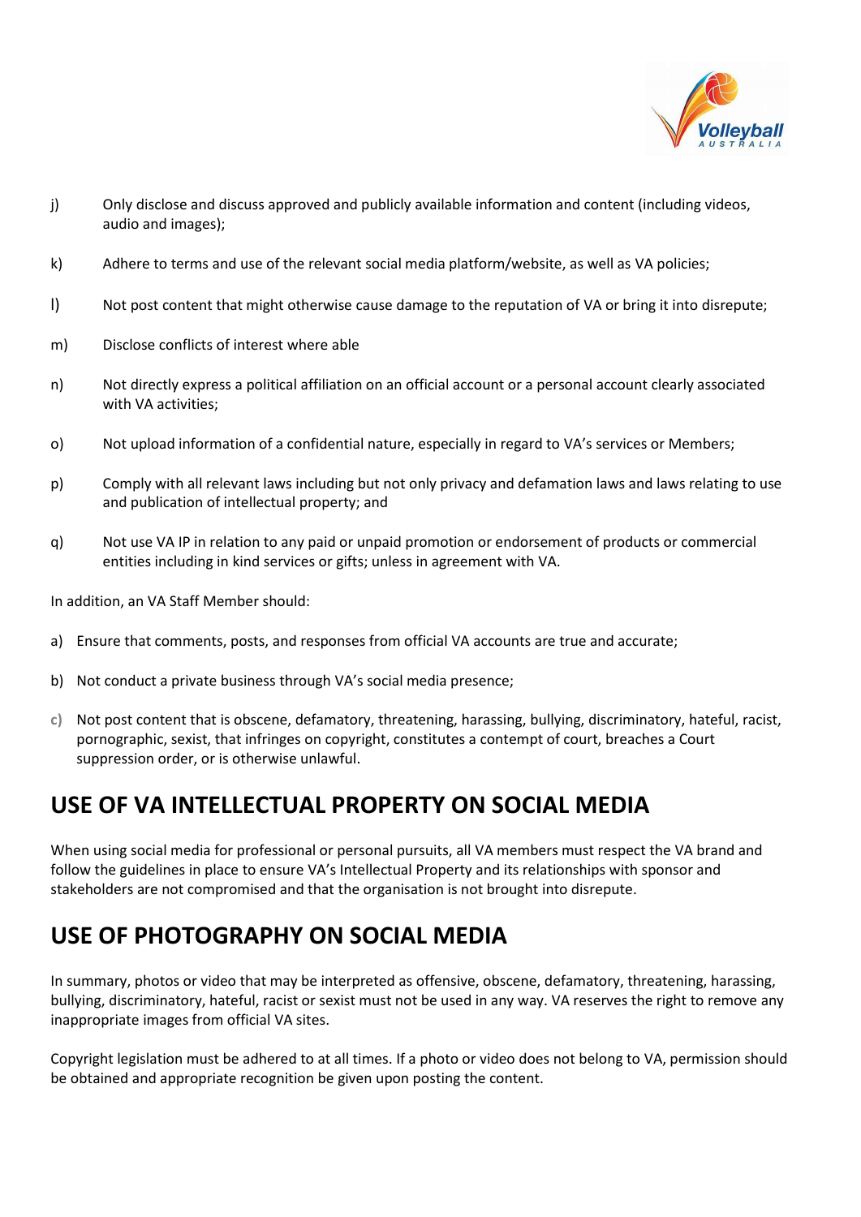j) Only disclose and discuss approved and publicly available information and content (including videos, audio and images);

k) Adhere to terms and use of the relevant social media platform/website, as well as VA policies;

l) Not post content that might otherwise cause damage to the reputation of VA or bring it into disrepute;

m) Disclose conflicts of interest where able

n) Not directly express a political affiliation on an official account or a personal account clearly associated with VA activities;

o) Not upload information of a confidential nature, especially in regard to VA's services or Members;

p) Comply with all relevant laws including but not only privacy and defamation laws and laws relating to use and publication of intellectual property; and

q) Not use VA IP in relation to any paid or unpaid promotion or endorsement of products or commercial entities including in kind services or gifts; unless in agreement with VA.

In addition, an VA Staff Member should:

a) Ensure that comments, posts, and responses from official VA accounts are true and accurate;

b) Not conduct a private business through VA's social media presence;

c) Not post content that is obscene, defamatory, threatening, harassing, bullying, discriminatory, hateful, racist, pornographic, sexist, that infringes on copyright, constitutes a contempt of court, breaches a Court suppression order, or is otherwise unlawful.

## USE OF VA INTELLECTUAL PROPERTY ON SOCIAL MEDIA

When using social media for professional or personal pursuits, all VA members must respect the VA brand and follow the guidelines in place to ensure VA's Intellectual Property and its relationships with sponsor and stakeholders are not compromised and that the organisation is not brought into disrepute.

## USE OF PHOTOGRAPHY ON SOCIAL MEDIA

In summary, photos or video that may be interpreted as offensive, obscene, defamatory, threatening, harassing, bullying, discriminatory, hateful, racist or sexist must not be used in any way. VA reserves the right to remove any inappropriate images from official VA sites.

Copyright legislation must be adhered to at all times. If a photo or video does not belong to VA, permission should be obtained and appropriate recognition be given upon posting the content.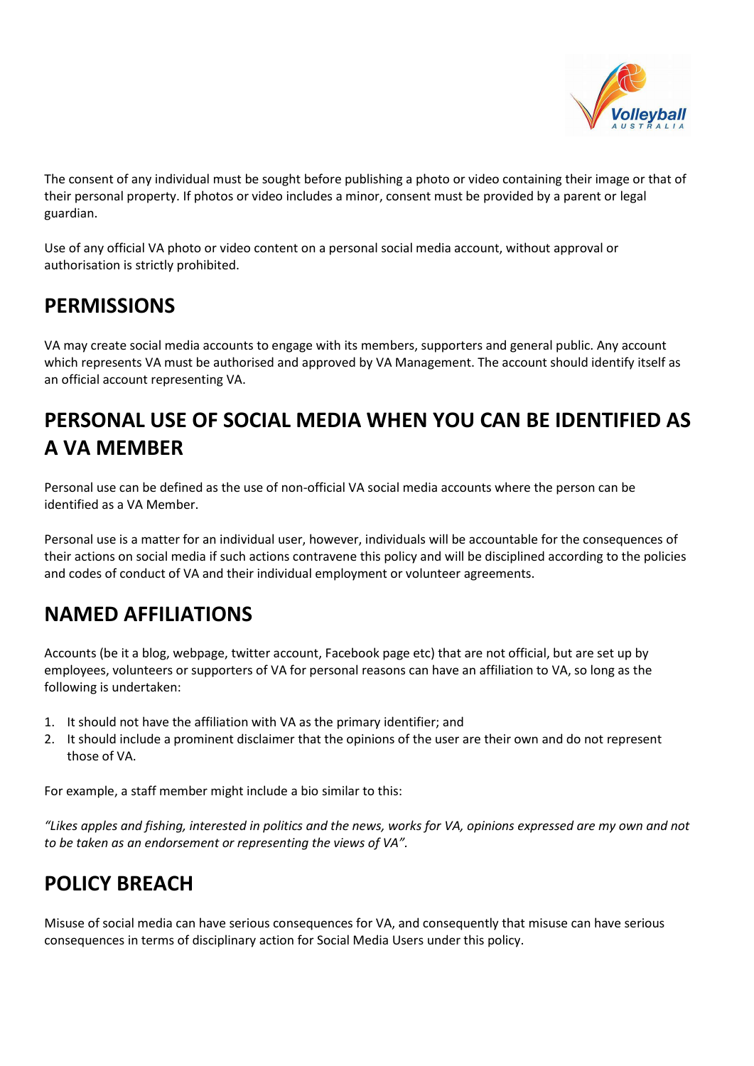The consent of any individual must be sought before publishing a photo or video containing their image or that of their personal property. If photos or video includes a minor, consent must be provided by a parent or legal guardian.

Use of any official VA photo or video content on a personal social media account, without approval or authorisation is strictly prohibited.

## PERMISSIONS

VA may create social media accounts to engage with its members, supporters and general public. Any account which represents VA must be authorised and approved by VA Management. The account should identify itself as an official account representing VA.

## PERSONAL USE OF SOCIAL MEDIA WHEN YOU CAN BE IDENTIFIED AS A VA MEMBER

Personal use can be defined as the use of non-official VA social media accounts where the person can be identified as a VA Member.

Personal use is a matter for an individual user, however, individuals will be accountable for the consequences of their actions on social media if such actions contravene this policy and will be disciplined according to the policies and codes of conduct of VA and their individual employment or volunteer agreements.

## NAMED AFFILIATIONS

Accounts (be it a blog, webpage, twitter account, Facebook page etc) that are not official, but are set up by employees, volunteers or supporters of VA for personal reasons can have an affiliation to VA, so long as the following is undertaken:

1. It should not have the affiliation with VA as the primary identifier; and
2. It should include a prominent disclaimer that the opinions of the user are their own and do not represent those of VA.

For example, a staff member might include a bio similar to this:

*"Likes apples and fishing, interested in politics and the news, works for VA, opinions expressed are my own and not to be taken as an endorsement or representing the views of VA".*

## POLICY BREACH

Misuse of social media can have serious consequences for VA, and consequently that misuse can have serious consequences in terms of disciplinary action for Social Media Users under this policy.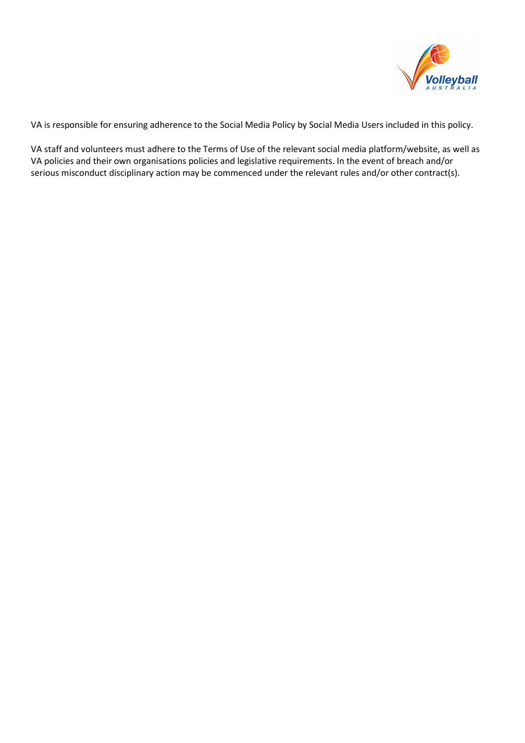VA is responsible for ensuring adherence to the Social Media Policy by Social Media Users included in this policy.

VA staff and volunteers must adhere to the Terms of Use of the relevant social media platform/website, as well as VA policies and their own organisations policies and legislative requirements. In the event of breach and/or serious misconduct disciplinary action may be commenced under the relevant rules and/or other contract(s).